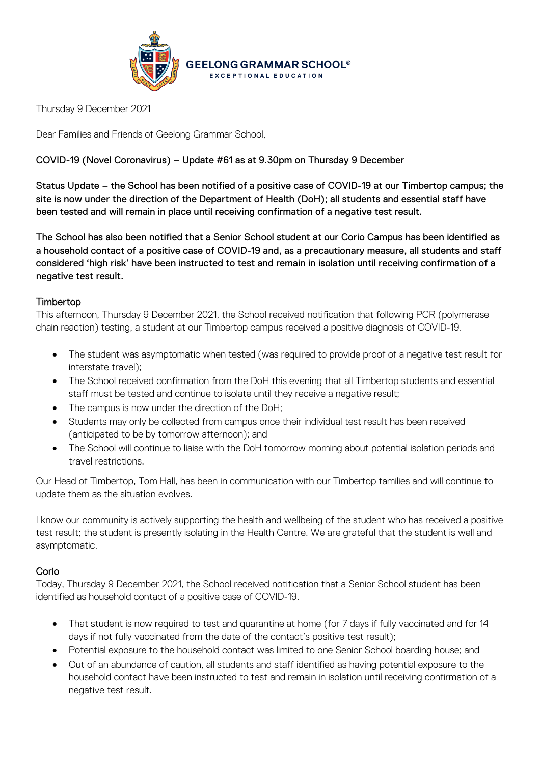GEELONG GRAMMAR SCHOOL®
EXCEPTIONAL EDUCATION

Thursday 9 December 2021

Dear Families and Friends of Geelong Grammar School,

**COVID-19 (Novel Coronavirus) – Update #61 as at 9.30pm on Thursday 9 December**

**Status Update – the School has been notified of a positive case of COVID-19 at our Timbertop campus; the site is now under the direction of the Department of Health (DoH); all students and essential staff have been tested and will remain in place until receiving confirmation of a negative test result.**

**The School has also been notified that a Senior School student at our Corio Campus has been identified as a household contact of a positive case of COVID-19 and, as a precautionary measure, all students and staff considered 'high risk' have been instructed to test and remain in isolation until receiving confirmation of a negative test result.**

## Timbertop

This afternoon, Thursday 9 December 2021, the School received notification that following PCR (polymerase chain reaction) testing, a student at our Timbertop campus received a positive diagnosis of COVID-19.

- The student was asymptomatic when tested (was required to provide proof of a negative test result for interstate travel);
- The School received confirmation from the DoH this evening that all Timbertop students and essential staff must be tested and continue to isolate until they receive a negative result;
- The campus is now under the direction of the DoH;
- Students may only be collected from campus once their individual test result has been received (anticipated to be by tomorrow afternoon); and
- The School will continue to liaise with the DoH tomorrow morning about potential isolation periods and travel restrictions.

Our Head of Timbertop, Tom Hall, has been in communication with our Timbertop families and will continue to update them as the situation evolves.

I know our community is actively supporting the health and wellbeing of the student who has received a positive test result; the student is presently isolating in the Health Centre. We are grateful that the student is well and asymptomatic.

## Corio

Today, Thursday 9 December 2021, the School received notification that a Senior School student has been identified as household contact of a positive case of COVID-19.

- That student is now required to test and quarantine at home (for 7 days if fully vaccinated and for 14 days if not fully vaccinated from the date of the contact's positive test result);
- Potential exposure to the household contact was limited to one Senior School boarding house; and
- Out of an abundance of caution, all students and staff identified as having potential exposure to the household contact have been instructed to test and remain in isolation until receiving confirmation of a negative test result.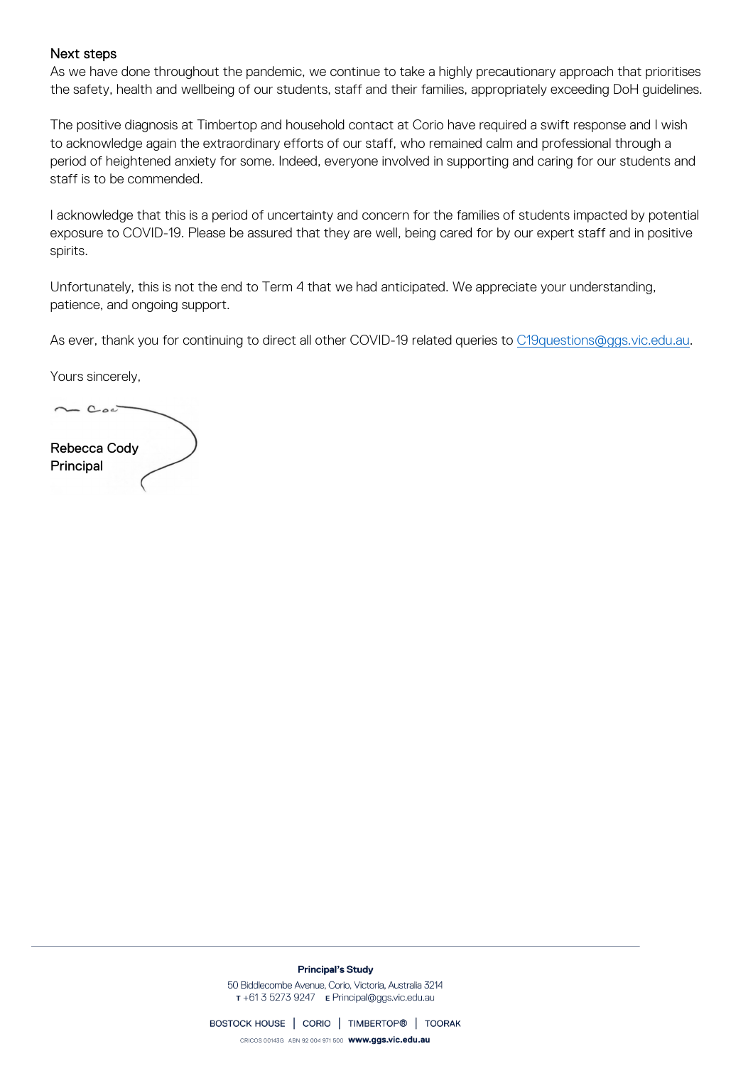## Next steps

As we have done throughout the pandemic, we continue to take a highly precautionary approach that prioritises the safety, health and wellbeing of our students, staff and their families, appropriately exceeding DoH guidelines.

The positive diagnosis at Timbertop and household contact at Corio have required a swift response and I wish to acknowledge again the extraordinary efforts of our staff, who remained calm and professional through a period of heightened anxiety for some. Indeed, everyone involved in supporting and caring for our students and staff is to be commended.

I acknowledge that this is a period of uncertainty and concern for the families of students impacted by potential exposure to COVID-19. Please be assured that they are well, being cared for by our expert staff and in positive spirits.

Unfortunately, this is not the end to Term 4 that we had anticipated. We appreciate your understanding, patience, and ongoing support.

As ever, thank you for continuing to direct all other COVID-19 related queries to C19questions@ggs.vic.edu.au.

Yours sincerely,

Rebecca Cody
Principal

**Principal's Study**

50 Biddlecombe Avenue, Corio, Victoria, Australia 3214
T +61 3 5273 9247 E Principal@ggs.vic.edu.au

BOSTOCK HOUSE | CORIO | TIMBERTOP® | TOORAK

CRICOS 00143G ABN 92 004 971 500 **www.ggs.vic.edu.au**